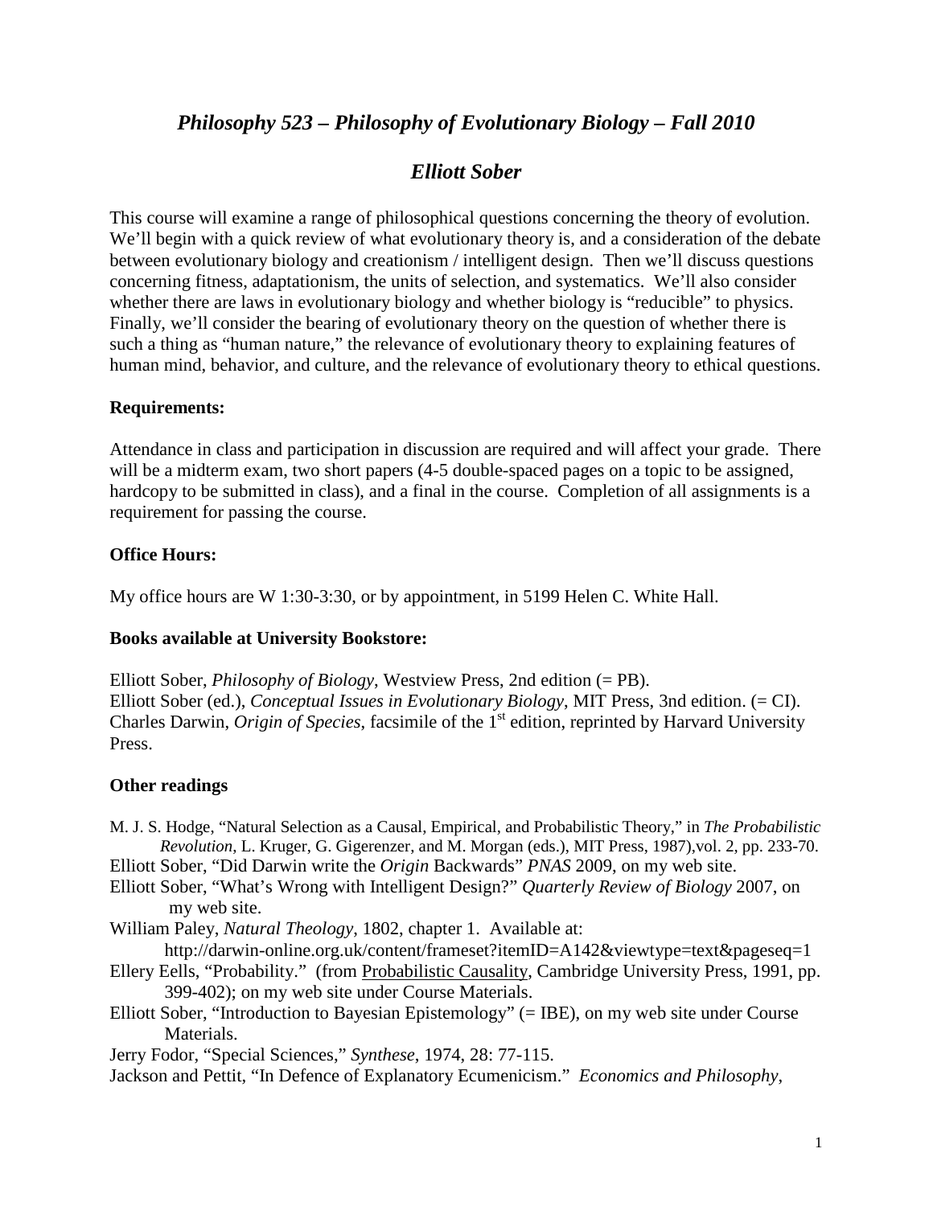# *Philosophy 523 – Philosophy of Evolutionary Biology – Fall 2010*

## *Elliott Sober*

This course will examine a range of philosophical questions concerning the theory of evolution. We'll begin with a quick review of what evolutionary theory is, and a consideration of the debate between evolutionary biology and creationism / intelligent design. Then we'll discuss questions concerning fitness, adaptationism, the units of selection, and systematics. We'll also consider whether there are laws in evolutionary biology and whether biology is "reducible" to physics. Finally, we'll consider the bearing of evolutionary theory on the question of whether there is such a thing as "human nature," the relevance of evolutionary theory to explaining features of human mind, behavior, and culture, and the relevance of evolutionary theory to ethical questions.

### Requirements:

Attendance in class and participation in discussion are required and will affect your grade. There will be a midterm exam, two short papers (4-5 double-spaced pages on a topic to be assigned, hardcopy to be submitted in class), and a final in the course. Completion of all assignments is a requirement for passing the course.

### Office Hours:

My office hours are W 1:30-3:30, or by appointment, in 5199 Helen C. White Hall.

### Books available at University Bookstore:

Elliott Sober, *Philosophy of Biology*, Westview Press, 2nd edition (= PB).
Elliott Sober (ed.), *Conceptual Issues in Evolutionary Biology*, MIT Press, 3nd edition. (= CI).
Charles Darwin, *Origin of Species*, facsimile of the 1st edition, reprinted by Harvard University Press.

### Other readings

M. J. S. Hodge, "Natural Selection as a Causal, Empirical, and Probabilistic Theory," in *The Probabilistic Revolution*, L. Kruger, G. Gigerenzer, and M. Morgan (eds.), MIT Press, 1987),vol. 2, pp. 233-70.
Elliott Sober, "Did Darwin write the *Origin* Backwards" *PNAS* 2009, on my web site.
Elliott Sober, "What's Wrong with Intelligent Design?" *Quarterly Review of Biology* 2007, on my web site.
William Paley, *Natural Theology*, 1802, chapter 1. Available at: http://darwin-online.org.uk/content/frameset?itemID=A142&viewtype=text&pageseq=1
Ellery Eells, "Probability." (from Probabilistic Causality, Cambridge University Press, 1991, pp. 399-402); on my web site under Course Materials.
Elliott Sober, "Introduction to Bayesian Epistemology" (= IBE), on my web site under Course Materials.
Jerry Fodor, "Special Sciences," *Synthese*, 1974, 28: 77-115.
Jackson and Pettit, "In Defence of Explanatory Ecumenicism." *Economics and Philosophy*,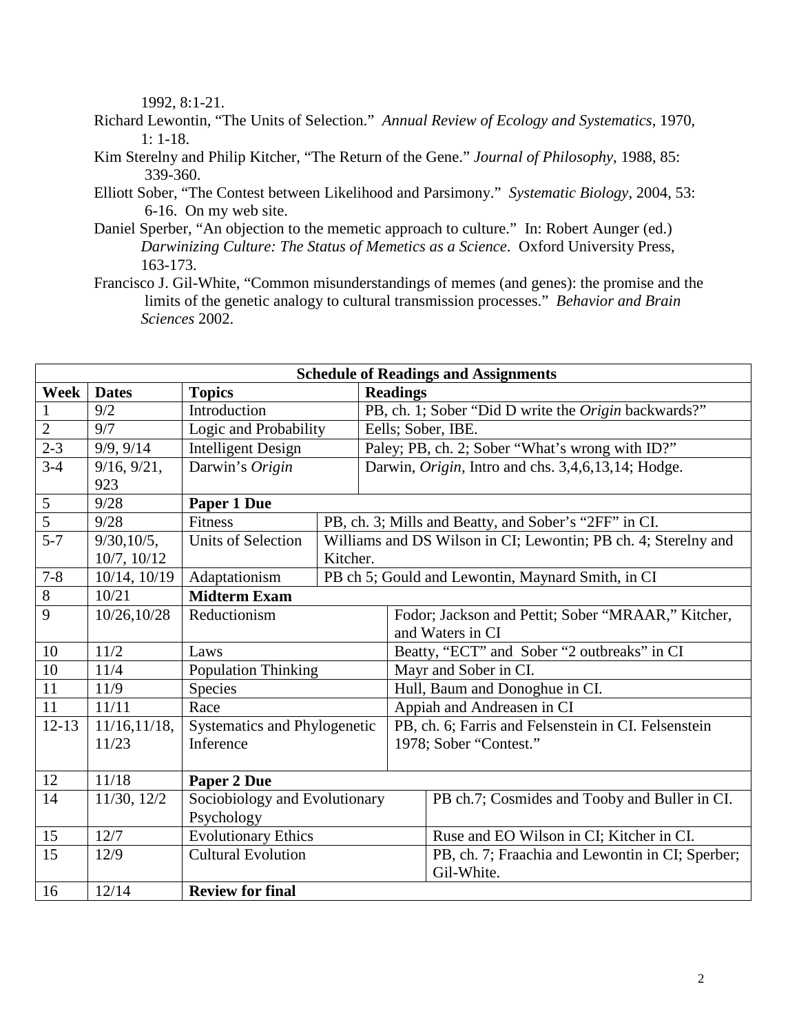1992, 8:1-21.

Richard Lewontin, "The Units of Selection." *Annual Review of Ecology and Systematics*, 1970, 1: 1-18.

Kim Sterelny and Philip Kitcher, "The Return of the Gene." *Journal of Philosophy*, 1988, 85: 339-360.

Elliott Sober, "The Contest between Likelihood and Parsimony." *Systematic Biology*, 2004, 53: 6-16. On my web site.

Daniel Sperber, "An objection to the memetic approach to culture." In: Robert Aunger (ed.) *Darwinizing Culture: The Status of Memetics as a Science*. Oxford University Press, 163-173.

Francisco J. Gil-White, "Common misunderstandings of memes (and genes): the promise and the limits of the genetic analogy to cultural transmission processes." *Behavior and Brain Sciences* 2002.

| Schedule of Readings and Assignments | | | |
|---|---|---|---|
| **Week** | **Dates** | **Topics** | **Readings** |
| 1 | 9/2 | Introduction | PB, ch. 1; Sober "Did D write the *Origin* backwards?" |
| 2 | 9/7 | Logic and Probability | Eells; Sober, IBE. |
| 2-3 | 9/9, 9/14 | Intelligent Design | Paley; PB, ch. 2; Sober "What's wrong with ID?" |
| 3-4 | 9/16, 9/21, 923 | Darwin's *Origin* | Darwin, *Origin*, Intro and chs. 3,4,6,13,14; Hodge. |
| 5 | 9/28 | **Paper 1 Due** | |
| 5 | 9/28 | Fitness | PB, ch. 3; Mills and Beatty, and Sober's "2FF" in CI. |
| 5-7 | 9/30,10/5, 10/7, 10/12 | Units of Selection | Williams and DS Wilson in CI; Lewontin; PB ch. 4; Sterelny and Kitcher. |
| 7-8 | 10/14, 10/19 | Adaptationism | PB ch 5; Gould and Lewontin, Maynard Smith, in CI |
| 8 | 10/21 | **Midterm Exam** | |
| 9 | 10/26,10/28 | Reductionism | Fodor; Jackson and Pettit; Sober "MRAAR," Kitcher, and Waters in CI |
| 10 | 11/2 | Laws | Beatty, "ECT" and Sober "2 outbreaks" in CI |
| 10 | 11/4 | Population Thinking | Mayr and Sober in CI. |
| 11 | 11/9 | Species | Hull, Baum and Donoghue in CI. |
| 11 | 11/11 | Race | Appiah and Andreasen in CI |
| 12-13 | 11/16,11/18, 11/23 | Systematics and Phylogenetic Inference | PB, ch. 6; Farris and Felsenstein in CI. Felsenstein 1978; Sober "Contest." |
| 12 | 11/18 | **Paper 2 Due** | |
| 14 | 11/30, 12/2 | Sociobiology and Evolutionary Psychology | PB ch.7; Cosmides and Tooby and Buller in CI. |
| 15 | 12/7 | Evolutionary Ethics | Ruse and EO Wilson in CI; Kitcher in CI. |
| 15 | 12/9 | Cultural Evolution | PB, ch. 7; Fraachia and Lewontin in CI; Sperber; Gil-White. |
| 16 | 12/14 | **Review for final** | |